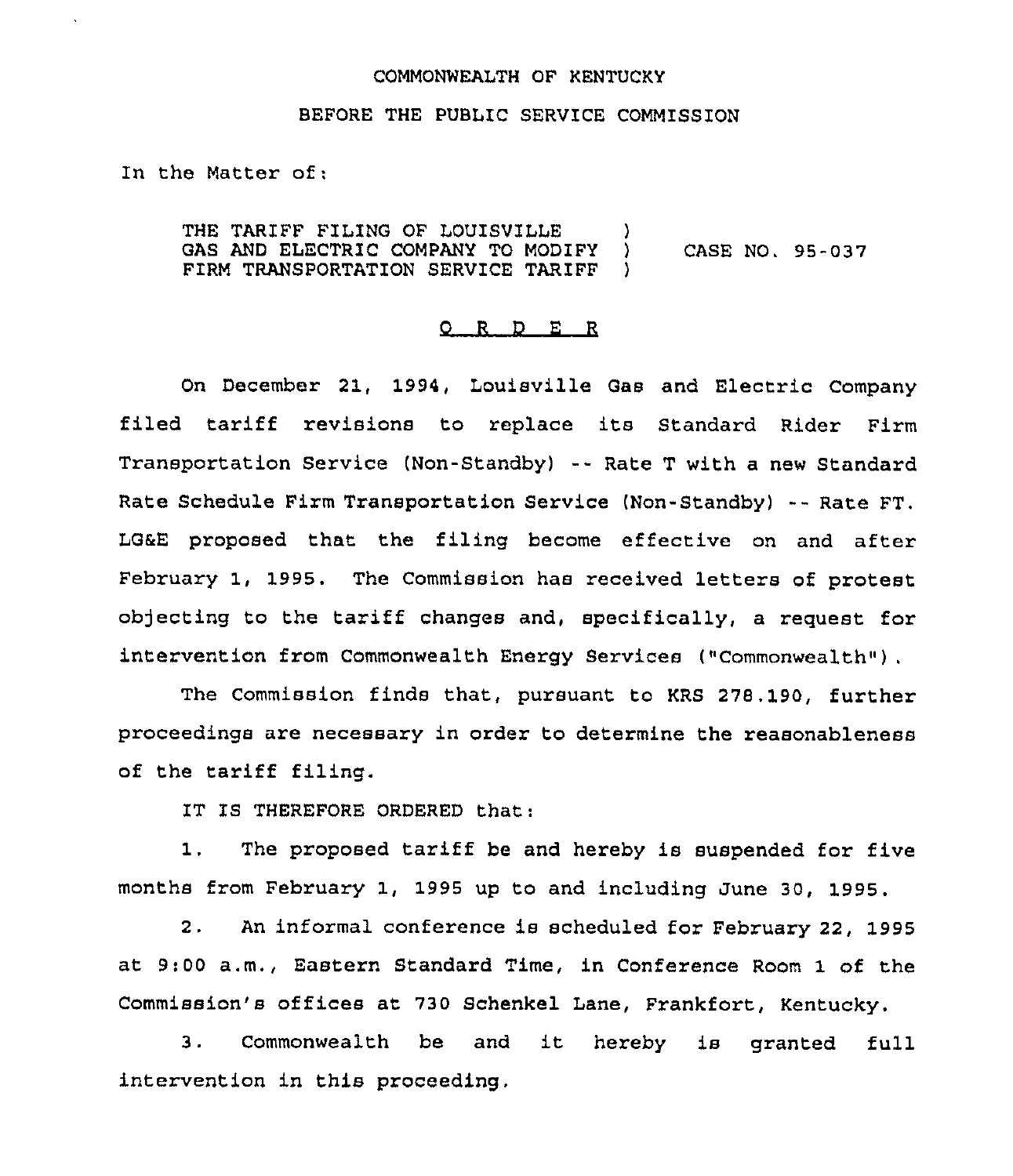COMMONWEALTH OF KENTUCKY

BEFORE THE PUBLIC SERVICE COMMISSION

In the Matter of:

| | | |
|---|---|---|
| THE TARIFF FILING OF LOUISVILLE GAS AND ELECTRIC COMPANY TO MODIFY FIRM TRANSPORTATION SERVICE TARIFF | ) ) ) | CASE NO. 95-037 |

# ORDER

On December 21, 1994, Louisville Gas and Electric Company filed tariff revisions to replace its Standard Rider Firm Transportation Service (Non-Standby) -- Rate T with a new Standard Rate Schedule Firm Transportation Service (Non-Standby) -- Rate FT. LG&E proposed that the filing become effective on and after February 1, 1995. The Commission has received letters of protest objecting to the tariff changes and, specifically, a request for intervention from Commonwealth Energy Services ("Commonwealth").

The Commission finds that, pursuant to KRS 278.190, further proceedings are necessary in order to determine the reasonableness of the tariff filing.

IT IS THEREFORE ORDERED that:

1. The proposed tariff be and hereby is suspended for five months from February 1, 1995 up to and including June 30, 1995.

2. An informal conference is scheduled for February 22, 1995 at 9:00 a.m., Eastern Standard Time, in Conference Room 1 of the Commission's offices at 730 Schenkel Lane, Frankfort, Kentucky.

3. Commonwealth be and it hereby is granted full intervention in this proceeding.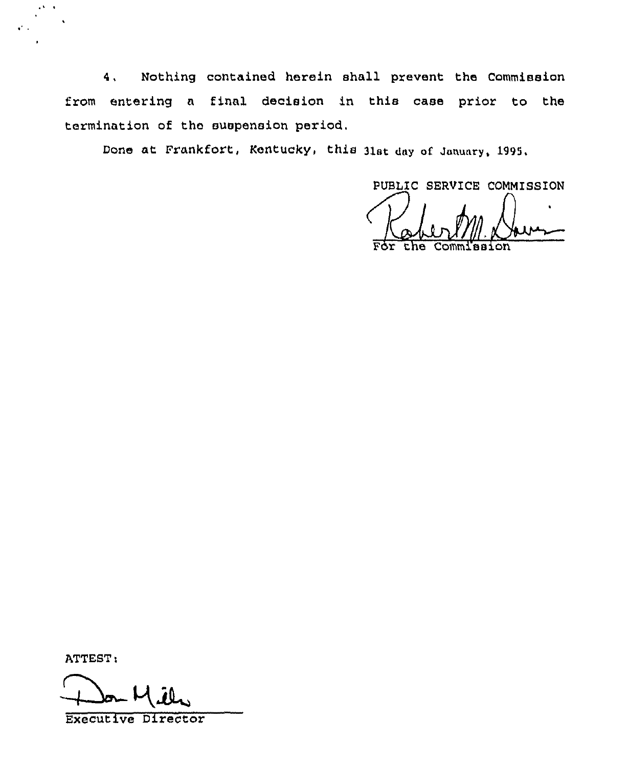4. Nothing contained herein shall prevent the Commission from entering a final decision in this case prior to the termination of the suspension period.

Done at Frankfort, Kentucky, this 31st day of January, 1995.

PUBLIC SERVICE COMMISSION

For the Commission

ATTEST:

Executive Director